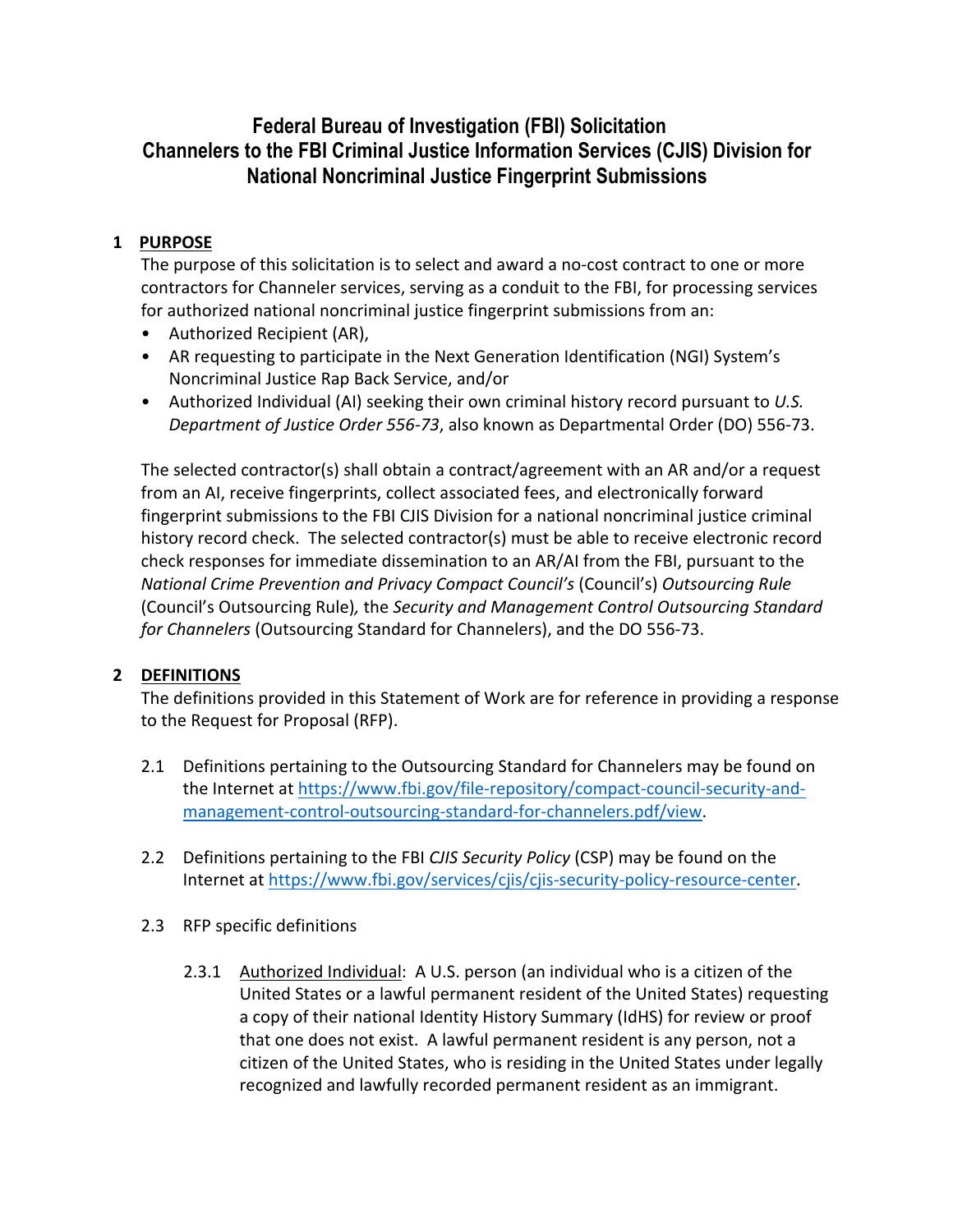# Federal Bureau of Investigation (FBI) Solicitation Channelers to the FBI Criminal Justice Information Services (CJIS) Division for National Noncriminal Justice Fingerprint Submissions

## 1 PURPOSE

The purpose of this solicitation is to select and award a no-cost contract to one or more contractors for Channeler services, serving as a conduit to the FBI, for processing services for authorized national noncriminal justice fingerprint submissions from an:

- Authorized Recipient (AR),
- AR requesting to participate in the Next Generation Identification (NGI) System's Noncriminal Justice Rap Back Service, and/or
- Authorized Individual (AI) seeking their own criminal history record pursuant to *U.S. Department of Justice Order 556-73*, also known as Departmental Order (DO) 556-73.

The selected contractor(s) shall obtain a contract/agreement with an AR and/or a request from an AI, receive fingerprints, collect associated fees, and electronically forward fingerprint submissions to the FBI CJIS Division for a national noncriminal justice criminal history record check. The selected contractor(s) must be able to receive electronic record check responses for immediate dissemination to an AR/AI from the FBI, pursuant to the *National Crime Prevention and Privacy Compact Council's* (Council's) *Outsourcing Rule* (Council's Outsourcing Rule)*,* the *Security and Management Control Outsourcing Standard for Channelers* (Outsourcing Standard for Channelers), and the DO 556-73.

## 2 DEFINITIONS

The definitions provided in this Statement of Work are for reference in providing a response to the Request for Proposal (RFP).

2.1 Definitions pertaining to the Outsourcing Standard for Channelers may be found on the Internet at https://www.fbi.gov/file-repository/compact-council-security-and-management-control-outsourcing-standard-for-channelers.pdf/view.

2.2 Definitions pertaining to the FBI *CJIS Security Policy* (CSP) may be found on the Internet at https://www.fbi.gov/services/cjis/cjis-security-policy-resource-center.

2.3 RFP specific definitions

2.3.1 Authorized Individual: A U.S. person (an individual who is a citizen of the United States or a lawful permanent resident of the United States) requesting a copy of their national Identity History Summary (IdHS) for review or proof that one does not exist. A lawful permanent resident is any person, not a citizen of the United States, who is residing in the United States under legally recognized and lawfully recorded permanent resident as an immigrant.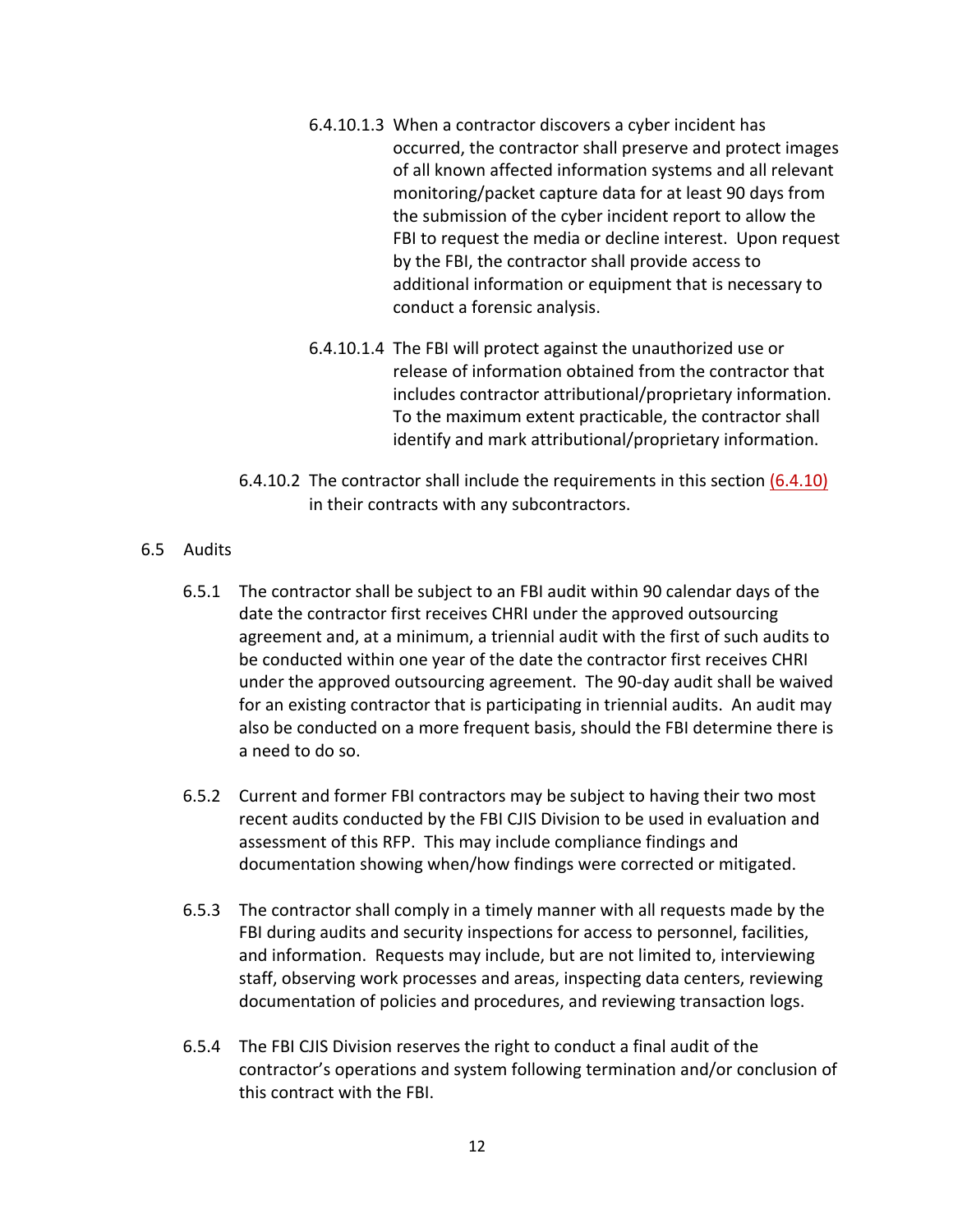6.4.10.1.3 When a contractor discovers a cyber incident has occurred, the contractor shall preserve and protect images of all known affected information systems and all relevant monitoring/packet capture data for at least 90 days from the submission of the cyber incident report to allow the FBI to request the media or decline interest. Upon request by the FBI, the contractor shall provide access to additional information or equipment that is necessary to conduct a forensic analysis.

6.4.10.1.4 The FBI will protect against the unauthorized use or release of information obtained from the contractor that includes contractor attributional/proprietary information. To the maximum extent practicable, the contractor shall identify and mark attributional/proprietary information.

6.4.10.2 The contractor shall include the requirements in this section (6.4.10) in their contracts with any subcontractors.

## 6.5 Audits

6.5.1 The contractor shall be subject to an FBI audit within 90 calendar days of the date the contractor first receives CHRI under the approved outsourcing agreement and, at a minimum, a triennial audit with the first of such audits to be conducted within one year of the date the contractor first receives CHRI under the approved outsourcing agreement. The 90-day audit shall be waived for an existing contractor that is participating in triennial audits. An audit may also be conducted on a more frequent basis, should the FBI determine there is a need to do so.

6.5.2 Current and former FBI contractors may be subject to having their two most recent audits conducted by the FBI CJIS Division to be used in evaluation and assessment of this RFP. This may include compliance findings and documentation showing when/how findings were corrected or mitigated.

6.5.3 The contractor shall comply in a timely manner with all requests made by the FBI during audits and security inspections for access to personnel, facilities, and information. Requests may include, but are not limited to, interviewing staff, observing work processes and areas, inspecting data centers, reviewing documentation of policies and procedures, and reviewing transaction logs.

6.5.4 The FBI CJIS Division reserves the right to conduct a final audit of the contractor's operations and system following termination and/or conclusion of this contract with the FBI.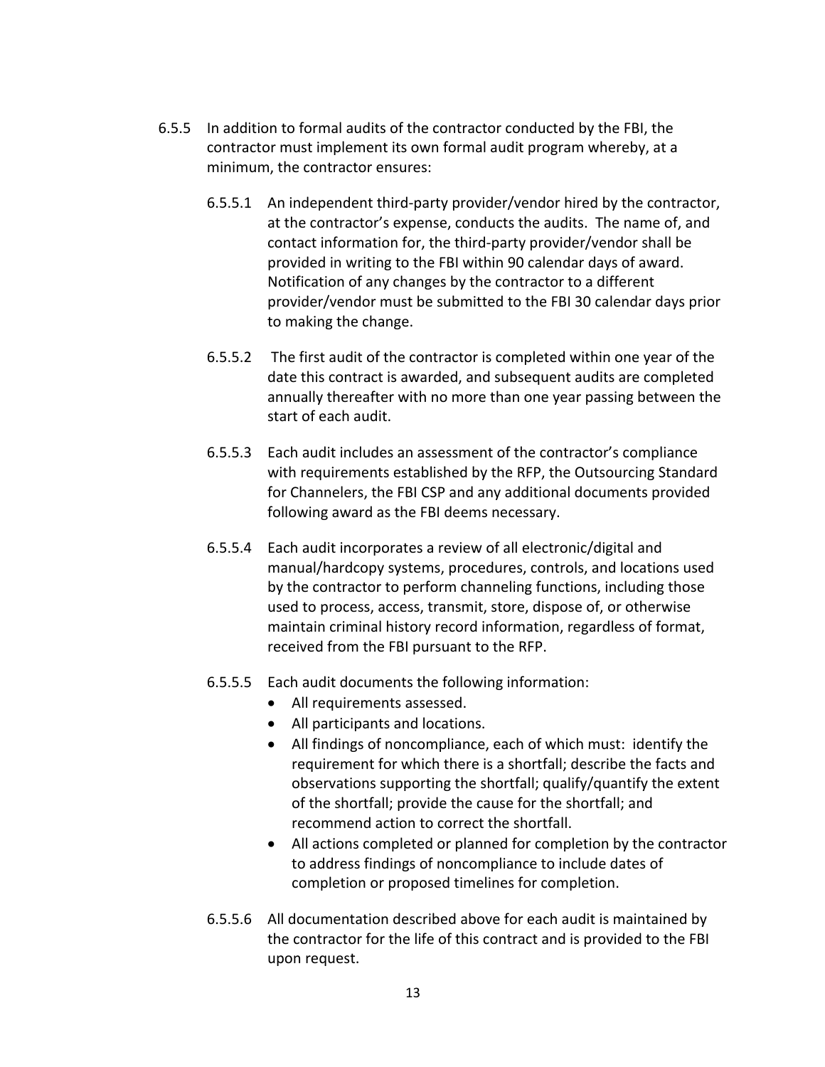6.5.5 In addition to formal audits of the contractor conducted by the FBI, the contractor must implement its own formal audit program whereby, at a minimum, the contractor ensures:

6.5.5.1 An independent third-party provider/vendor hired by the contractor, at the contractor's expense, conducts the audits. The name of, and contact information for, the third-party provider/vendor shall be provided in writing to the FBI within 90 calendar days of award. Notification of any changes by the contractor to a different provider/vendor must be submitted to the FBI 30 calendar days prior to making the change.

6.5.5.2 The first audit of the contractor is completed within one year of the date this contract is awarded, and subsequent audits are completed annually thereafter with no more than one year passing between the start of each audit.

6.5.5.3 Each audit includes an assessment of the contractor's compliance with requirements established by the RFP, the Outsourcing Standard for Channelers, the FBI CSP and any additional documents provided following award as the FBI deems necessary.

6.5.5.4 Each audit incorporates a review of all electronic/digital and manual/hardcopy systems, procedures, controls, and locations used by the contractor to perform channeling functions, including those used to process, access, transmit, store, dispose of, or otherwise maintain criminal history record information, regardless of format, received from the FBI pursuant to the RFP.

6.5.5.5 Each audit documents the following information:

- All requirements assessed.
- All participants and locations.
- All findings of noncompliance, each of which must: identify the requirement for which there is a shortfall; describe the facts and observations supporting the shortfall; qualify/quantify the extent of the shortfall; provide the cause for the shortfall; and recommend action to correct the shortfall.
- All actions completed or planned for completion by the contractor to address findings of noncompliance to include dates of completion or proposed timelines for completion.

6.5.5.6 All documentation described above for each audit is maintained by the contractor for the life of this contract and is provided to the FBI upon request.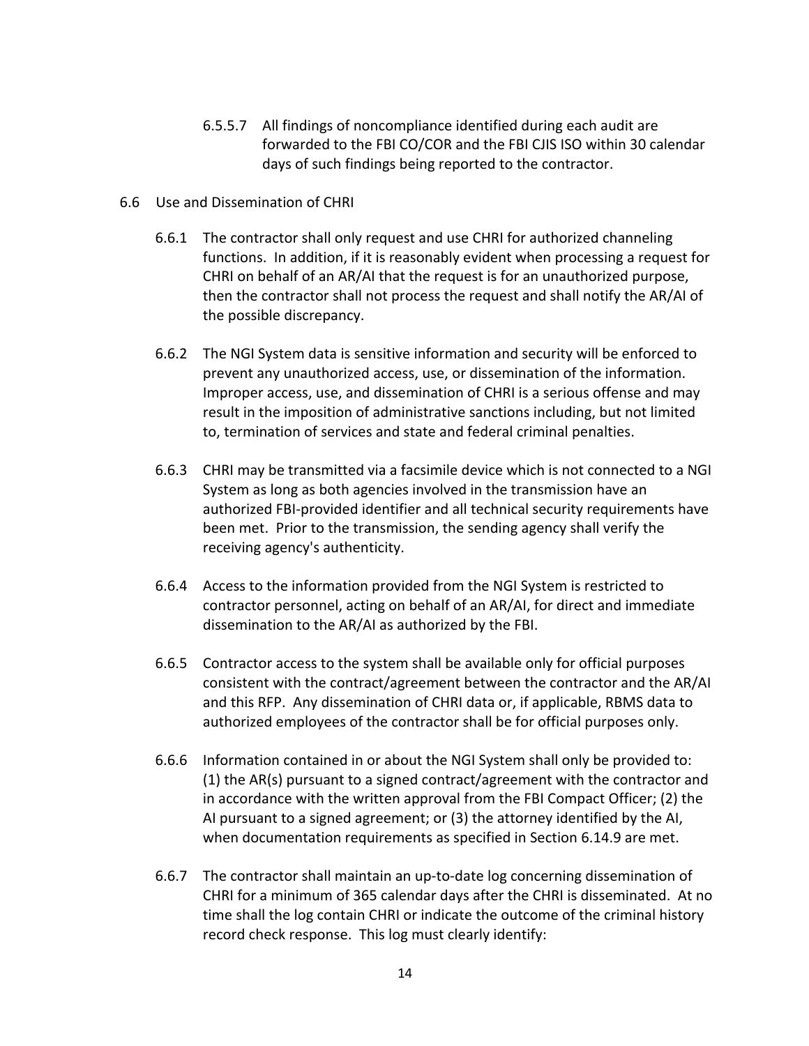6.5.5.7 All findings of noncompliance identified during each audit are forwarded to the FBI CO/COR and the FBI CJIS ISO within 30 calendar days of such findings being reported to the contractor.

6.6 Use and Dissemination of CHRI

6.6.1 The contractor shall only request and use CHRI for authorized channeling functions. In addition, if it is reasonably evident when processing a request for CHRI on behalf of an AR/AI that the request is for an unauthorized purpose, then the contractor shall not process the request and shall notify the AR/AI of the possible discrepancy.

6.6.2 The NGI System data is sensitive information and security will be enforced to prevent any unauthorized access, use, or dissemination of the information. Improper access, use, and dissemination of CHRI is a serious offense and may result in the imposition of administrative sanctions including, but not limited to, termination of services and state and federal criminal penalties.

6.6.3 CHRI may be transmitted via a facsimile device which is not connected to a NGI System as long as both agencies involved in the transmission have an authorized FBI-provided identifier and all technical security requirements have been met. Prior to the transmission, the sending agency shall verify the receiving agency's authenticity.

6.6.4 Access to the information provided from the NGI System is restricted to contractor personnel, acting on behalf of an AR/AI, for direct and immediate dissemination to the AR/AI as authorized by the FBI.

6.6.5 Contractor access to the system shall be available only for official purposes consistent with the contract/agreement between the contractor and the AR/AI and this RFP. Any dissemination of CHRI data or, if applicable, RBMS data to authorized employees of the contractor shall be for official purposes only.

6.6.6 Information contained in or about the NGI System shall only be provided to: (1) the AR(s) pursuant to a signed contract/agreement with the contractor and in accordance with the written approval from the FBI Compact Officer; (2) the AI pursuant to a signed agreement; or (3) the attorney identified by the AI, when documentation requirements as specified in Section 6.14.9 are met.

6.6.7 The contractor shall maintain an up-to-date log concerning dissemination of CHRI for a minimum of 365 calendar days after the CHRI is disseminated. At no time shall the log contain CHRI or indicate the outcome of the criminal history record check response. This log must clearly identify: